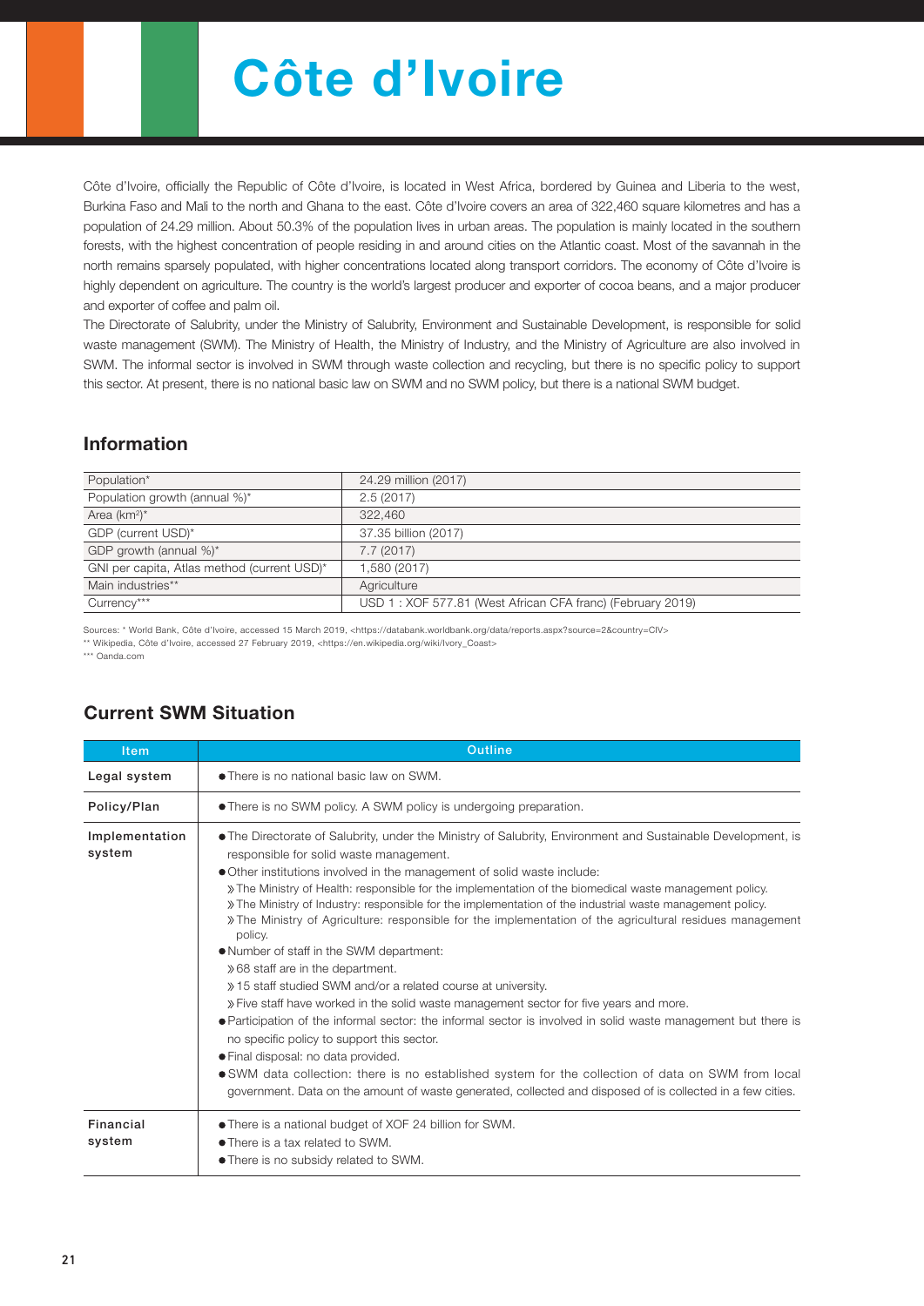# Côte d'Ivoire

Côte d'Ivoire, officially the Republic of Côte d'Ivoire, is located in West Africa, bordered by Guinea and Liberia to the west, Burkina Faso and Mali to the north and Ghana to the east. Côte d'Ivoire covers an area of 322,460 square kilometres and has a population of 24.29 million. About 50.3% of the population lives in urban areas. The population is mainly located in the southern forests, with the highest concentration of people residing in and around cities on the Atlantic coast. Most of the savannah in the north remains sparsely populated, with higher concentrations located along transport corridors. The economy of Côte d'Ivoire is highly dependent on agriculture. The country is the world's largest producer and exporter of cocoa beans, and a major producer and exporter of coffee and palm oil.

The Directorate of Salubrity, under the Ministry of Salubrity, Environment and Sustainable Development, is responsible for solid waste management (SWM). The Ministry of Health, the Ministry of Industry, and the Ministry of Agriculture are also involved in SWM. The informal sector is involved in SWM through waste collection and recycling, but there is no specific policy to support this sector. At present, there is no national basic law on SWM and no SWM policy, but there is a national SWM budget.

## Information

| | |
|---|---|
| Population* | 24.29 million (2017) |
| Population growth (annual %)* | 2.5 (2017) |
| Area (km²)* | 322,460 |
| GDP (current USD)* | 37.35 billion (2017) |
| GDP growth (annual %)* | 7.7 (2017) |
| GNI per capita, Atlas method (current USD)* | 1,580 (2017) |
| Main industries** | Agriculture |
| Currency*** | USD 1 : XOF 577.81 (West African CFA franc) (February 2019) |

Sources: * World Bank, Côte d'Ivoire, accessed 15 March 2019, <https://databank.worldbank.org/data/reports.aspx?source=2&country=CIV>
** Wikipedia, Côte d'Ivoire, accessed 27 February 2019, <https://en.wikipedia.org/wiki/Ivory_Coast>
*** Oanda.com

## Current SWM Situation

| Item | Outline |
|---|---|
| Legal system | ● There is no national basic law on SWM. |
| Policy/Plan | ● There is no SWM policy. A SWM policy is undergoing preparation. |
| Implementation system | ● The Directorate of Salubrity, under the Ministry of Salubrity, Environment and Sustainable Development, is responsible for solid waste management.<br>● Other institutions involved in the management of solid waste include:<br>» The Ministry of Health: responsible for the implementation of the biomedical waste management policy.<br>» The Ministry of Industry: responsible for the implementation of the industrial waste management policy.<br>» The Ministry of Agriculture: responsible for the implementation of the agricultural residues management policy.<br>● Number of staff in the SWM department:<br>» 68 staff are in the department.<br>» 15 staff studied SWM and/or a related course at university.<br>» Five staff have worked in the solid waste management sector for five years and more.<br>● Participation of the informal sector: the informal sector is involved in solid waste management but there is no specific policy to support this sector.<br>● Final disposal: no data provided.<br>● SWM data collection: there is no established system for the collection of data on SWM from local government. Data on the amount of waste generated, collected and disposed of is collected in a few cities. |
| Financial system | ● There is a national budget of XOF 24 billion for SWM.<br>● There is a tax related to SWM.<br>● There is no subsidy related to SWM. |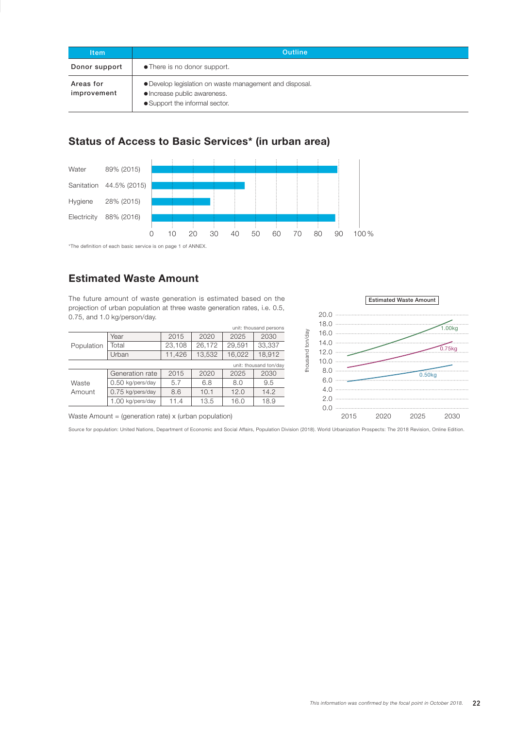| Item | Outline |
| --- | --- |
| Donor support | ● There is no donor support. |
| Areas for improvement | ● Develop legislation on waste management and disposal.<br>● Increase public awareness.<br>● Support the informal sector. |

## Status of Access to Basic Services* (in urban area)

Water 89% (2015)

Sanitation 44.5% (2015)

Hygiene 28% (2015)

Electricity 88% (2016)

0 10 20 30 40 50 60 70 80 90 100 %

*The definition of each basic service is on page 1 of ANNEX.

## Estimated Waste Amount

The future amount of waste generation is estimated based on the projection of urban population at three waste generation rates, i.e. 0.5, 0.75, and 1.0 kg/person/day.

unit: thousand persons

| | Year | 2015 | 2020 | 2025 | 2030 |
| --- | --- | --- | --- | --- | --- |
| Population | Total | 23,108 | 26,172 | 29,591 | 33,337 |
| | Urban | 11,426 | 13,532 | 16,022 | 18,912 |

unit: thousand ton/day

| | Generation rate | 2015 | 2020 | 2025 | 2030 |
| --- | --- | --- | --- | --- | --- |
| Waste Amount | 0.50 kg/pers/day | 5.7 | 6.8 | 8.0 | 9.5 |
| | 0.75 kg/pers/day | 8.6 | 10.1 | 12.0 | 14.2 |
| | 1.00 kg/pers/day | 11.4 | 13.5 | 16.0 | 18.9 |

Waste Amount = (generation rate) x (urban population)

Estimated Waste Amount

thousand ton/day

20.0 18.0 16.0 14.0 12.0 10.0 8.0 6.0 4.0 2.0 0.0

2015 2020 2025 2030

1.00kg

0.75kg

0.50kg

Source for population: United Nations, Department of Economic and Social Affairs, Population Division (2018). World Urbanization Prospects: The 2018 Revision, Online Edition.

*This information was confirmed by the focal point in October 2018.*